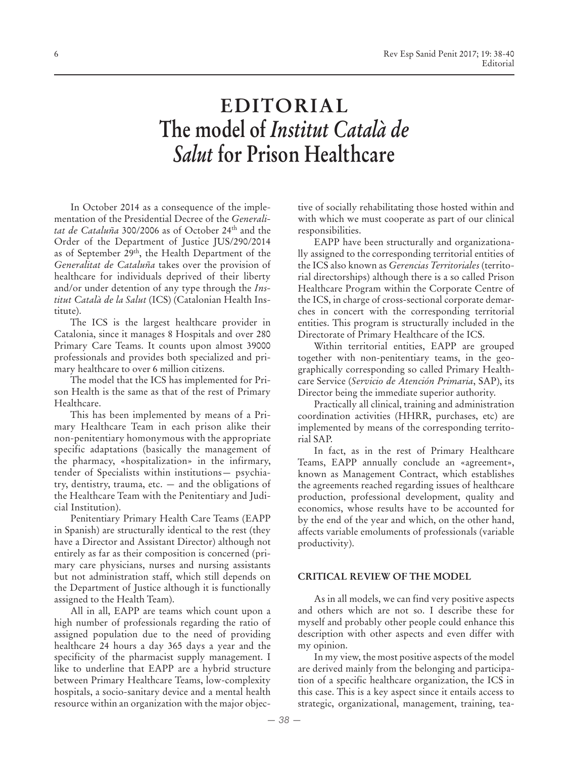# EDITORIAL
# The model of *Institut Català de Salut* for Prison Healthcare

In October 2014 as a consequence of the implementation of the Presidential Decree of the *Generalitat de Cataluña* 300/2006 as of October 24th and the Order of the Department of Justice JUS/290/2014 as of September 29th, the Health Department of the *Generalitat de Cataluña* takes over the provision of healthcare for individuals deprived of their liberty and/or under detention of any type through the *Institut Català de la Salut* (ICS) (Catalonian Health Institute).

The ICS is the largest healthcare provider in Catalonia, since it manages 8 Hospitals and over 280 Primary Care Teams. It counts upon almost 39000 professionals and provides both specialized and primary healthcare to over 6 million citizens.

The model that the ICS has implemented for Prison Health is the same as that of the rest of Primary Healthcare.

This has been implemented by means of a Primary Healthcare Team in each prison alike their non-penitentiary homonymous with the appropriate specific adaptations (basically the management of the pharmacy, «hospitalization» in the infirmary, tender of Specialists within institutions— psychiatry, dentistry, trauma, etc. — and the obligations of the Healthcare Team with the Penitentiary and Judicial Institution).

Penitentiary Primary Health Care Teams (EAPP in Spanish) are structurally identical to the rest (they have a Director and Assistant Director) although not entirely as far as their composition is concerned (primary care physicians, nurses and nursing assistants but not administration staff, which still depends on the Department of Justice although it is functionally assigned to the Health Team).

All in all, EAPP are teams which count upon a high number of professionals regarding the ratio of assigned population due to the need of providing healthcare 24 hours a day 365 days a year and the specificity of the pharmacist supply management. I like to underline that EAPP are a hybrid structure between Primary Healthcare Teams, low-complexity hospitals, a socio-sanitary device and a mental health resource within an organization with the major objective of socially rehabilitating those hosted within and with which we must cooperate as part of our clinical responsibilities.

EAPP have been structurally and organizationally assigned to the corresponding territorial entities of the ICS also known as *Gerencias Territoriales* (territorial directorships) although there is a so called Prison Healthcare Program within the Corporate Centre of the ICS, in charge of cross-sectional corporate demarches in concert with the corresponding territorial entities. This program is structurally included in the Directorate of Primary Healthcare of the ICS.

Within territorial entities, EAPP are grouped together with non-penitentiary teams, in the geographically corresponding so called Primary Healthcare Service (*Servicio de Atención Primaria*, SAP), its Director being the immediate superior authority.

Practically all clinical, training and administration coordination activities (HHRR, purchases, etc) are implemented by means of the corresponding territorial SAP.

In fact, as in the rest of Primary Healthcare Teams, EAPP annually conclude an «agreement», known as Management Contract, which establishes the agreements reached regarding issues of healthcare production, professional development, quality and economics, whose results have to be accounted for by the end of the year and which, on the other hand, affects variable emoluments of professionals (variable productivity).

## CRITICAL REVIEW OF THE MODEL

As in all models, we can find very positive aspects and others which are not so. I describe these for myself and probably other people could enhance this description with other aspects and even differ with my opinion.

In my view, the most positive aspects of the model are derived mainly from the belonging and participation of a specific healthcare organization, the ICS in this case. This is a key aspect since it entails access to strategic, organizational, management, training, tea-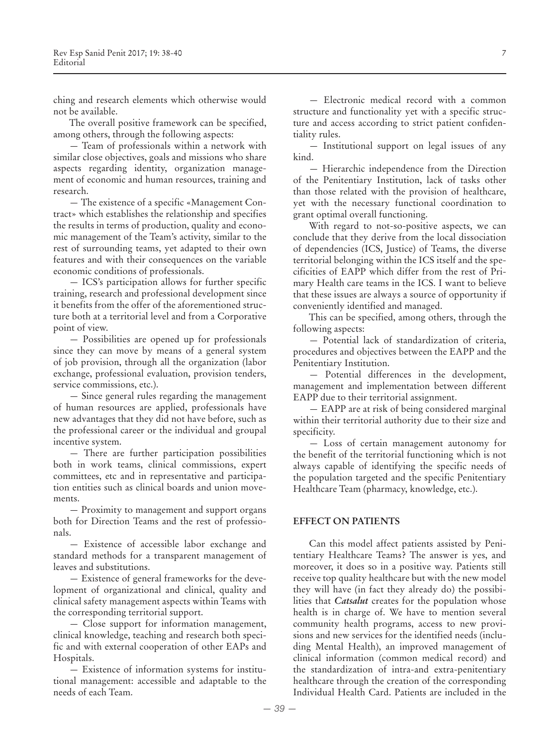ching and research elements which otherwise would not be available.

The overall positive framework can be specified, among others, through the following aspects:

— Team of professionals within a network with similar close objectives, goals and missions who share aspects regarding identity, organization management of economic and human resources, training and research.

— The existence of a specific «Management Contract» which establishes the relationship and specifies the results in terms of production, quality and economic management of the Team's activity, similar to the rest of surrounding teams, yet adapted to their own features and with their consequences on the variable economic conditions of professionals.

— ICS's participation allows for further specific training, research and professional development since it benefits from the offer of the aforementioned structure both at a territorial level and from a Corporative point of view.

— Possibilities are opened up for professionals since they can move by means of a general system of job provision, through all the organization (labor exchange, professional evaluation, provision tenders, service commissions, etc.).

— Since general rules regarding the management of human resources are applied, professionals have new advantages that they did not have before, such as the professional career or the individual and groupal incentive system.

— There are further participation possibilities both in work teams, clinical commissions, expert committees, etc and in representative and participation entities such as clinical boards and union movements.

— Proximity to management and support organs both for Direction Teams and the rest of professionals.

— Existence of accessible labor exchange and standard methods for a transparent management of leaves and substitutions.

— Existence of general frameworks for the development of organizational and clinical, quality and clinical safety management aspects within Teams with the corresponding territorial support.

— Close support for information management, clinical knowledge, teaching and research both specific and with external cooperation of other EAPs and Hospitals.

— Existence of information systems for institutional management: accessible and adaptable to the needs of each Team.

— Electronic medical record with a common structure and functionality yet with a specific structure and access according to strict patient confidentiality rules.

— Institutional support on legal issues of any kind.

— Hierarchic independence from the Direction of the Penitentiary Institution, lack of tasks other than those related with the provision of healthcare, yet with the necessary functional coordination to grant optimal overall functioning.

With regard to not-so-positive aspects, we can conclude that they derive from the local dissociation of dependencies (ICS, Justice) of Teams, the diverse territorial belonging within the ICS itself and the specificities of EAPP which differ from the rest of Primary Health care teams in the ICS. I want to believe that these issues are always a source of opportunity if conveniently identified and managed.

This can be specified, among others, through the following aspects:

— Potential lack of standardization of criteria, procedures and objectives between the EAPP and the Penitentiary Institution.

— Potential differences in the development, management and implementation between different EAPP due to their territorial assignment.

— EAPP are at risk of being considered marginal within their territorial authority due to their size and specificity.

— Loss of certain management autonomy for the benefit of the territorial functioning which is not always capable of identifying the specific needs of the population targeted and the specific Penitentiary Healthcare Team (pharmacy, knowledge, etc.).

## EFFECT ON PATIENTS

Can this model affect patients assisted by Penitentiary Healthcare Teams? The answer is yes, and moreover, it does so in a positive way. Patients still receive top quality healthcare but with the new model they will have (in fact they already do) the possibilities that ***Catsalut*** creates for the population whose health is in charge of. We have to mention several community health programs, access to new provisions and new services for the identified needs (including Mental Health), an improved management of clinical information (common medical record) and the standardization of intra-and extra-penitentiary healthcare through the creation of the corresponding Individual Health Card. Patients are included in the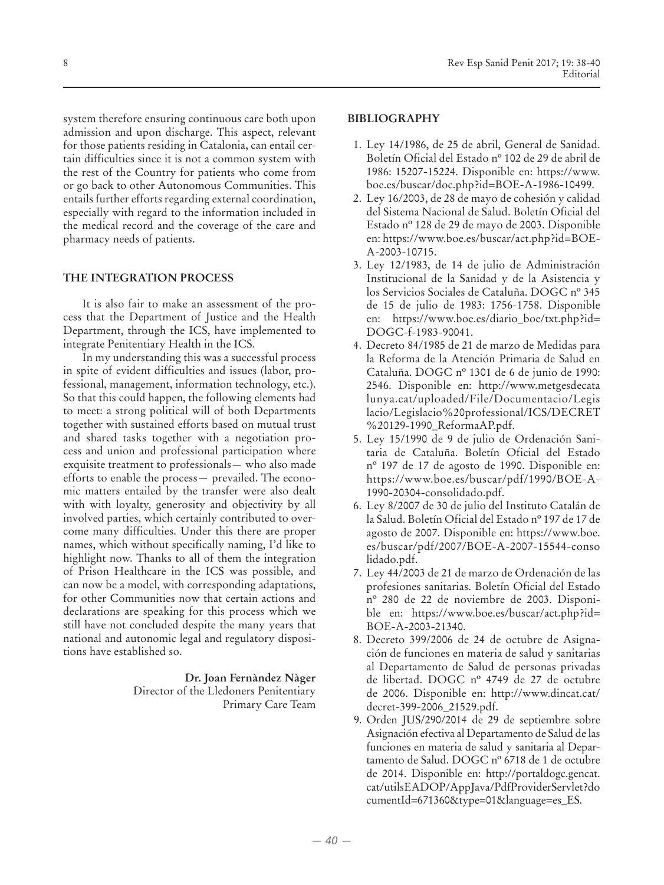system therefore ensuring continuous care both upon admission and upon discharge. This aspect, relevant for those patients residing in Catalonia, can entail certain difficulties since it is not a common system with the rest of the Country for patients who come from or go back to other Autonomous Communities. This entails further efforts regarding external coordination, especially with regard to the information included in the medical record and the coverage of the care and pharmacy needs of patients.

## THE INTEGRATION PROCESS

It is also fair to make an assessment of the process that the Department of Justice and the Health Department, through the ICS, have implemented to integrate Penitentiary Health in the ICS.

In my understanding this was a successful process in spite of evident difficulties and issues (labor, professional, management, information technology, etc.). So that this could happen, the following elements had to meet: a strong political will of both Departments together with sustained efforts based on mutual trust and shared tasks together with a negotiation process and union and professional participation where exquisite treatment to professionals— who also made efforts to enable the process— prevailed. The economic matters entailed by the transfer were also dealt with with loyalty, generosity and objectivity by all involved parties, which certainly contributed to overcome many difficulties. Under this there are proper names, which without specifically naming, I'd like to highlight now. Thanks to all of them the integration of Prison Healthcare in the ICS was possible, and can now be a model, with corresponding adaptations, for other Communities now that certain actions and declarations are speaking for this process which we still have not concluded despite the many years that national and autonomic legal and regulatory dispositions have established so.

**Dr. Joan Fernàndez Nàger**
Director of the Lledoners Penitentiary Primary Care Team

## BIBLIOGRAPHY

1. Ley 14/1986, de 25 de abril, General de Sanidad. Boletín Oficial del Estado nº 102 de 29 de abril de 1986: 15207-15224. Disponible en: https://www.boe.es/buscar/doc.php?id=BOE-A-1986-10499.
2. Ley 16/2003, de 28 de mayo de cohesión y calidad del Sistema Nacional de Salud. Boletín Oficial del Estado nº 128 de 29 de mayo de 2003. Disponible en: https://www.boe.es/buscar/act.php?id=BOE-A-2003-10715.
3. Ley 12/1983, de 14 de julio de Administración Institucional de la Sanidad y de la Asistencia y los Servicios Sociales de Cataluña. DOGC nº 345 de 15 de julio de 1983: 1756-1758. Disponible en: https://www.boe.es/diario_boe/txt.php?id=DOGC-f-1983-90041.
4. Decreto 84/1985 de 21 de marzo de Medidas para la Reforma de la Atención Primaria de Salud en Cataluña. DOGC nº 1301 de 6 de junio de 1990: 2546. Disponible en: http://www.metgesdecatalunya.cat/uploaded/File/Documentacio/Legislacio/Legislacio%20professional/ICS/DECRET%20129-1990_ReformaAP.pdf.
5. Ley 15/1990 de 9 de julio de Ordenación Sanitaria de Cataluña. Boletín Oficial del Estado nº 197 de 17 de agosto de 1990. Disponible en: https://www.boe.es/buscar/pdf/1990/BOE-A-1990-20304-consolidado.pdf.
6. Ley 8/2007 de 30 de julio del Instituto Catalán de la Salud. Boletín Oficial del Estado nº 197 de 17 de agosto de 2007. Disponible en: https://www.boe.es/buscar/pdf/2007/BOE-A-2007-15544-consolidado.pdf.
7. Ley 44/2003 de 21 de marzo de Ordenación de las profesiones sanitarias. Boletín Oficial del Estado nº 280 de 22 de noviembre de 2003. Disponible en: https://www.boe.es/buscar/act.php?id=BOE-A-2003-21340.
8. Decreto 399/2006 de 24 de octubre de Asignación de funciones en materia de salud y sanitarias al Departamento de Salud de personas privadas de libertad. DOGC nº 4749 de 27 de octubre de 2006. Disponible en: http://www.dincat.cat/decret-399-2006_21529.pdf.
9. Orden JUS/290/2014 de 29 de septiembre sobre Asignación efectiva al Departamento de Salud de las funciones en materia de salud y sanitaria al Departamento de Salud. DOGC nº 6718 de 1 de octubre de 2014. Disponible en: http://portaldogc.gencat.cat/utilsEADOP/AppJava/PdfProviderServlet?documentId=671360&type=01&language=es_ES.